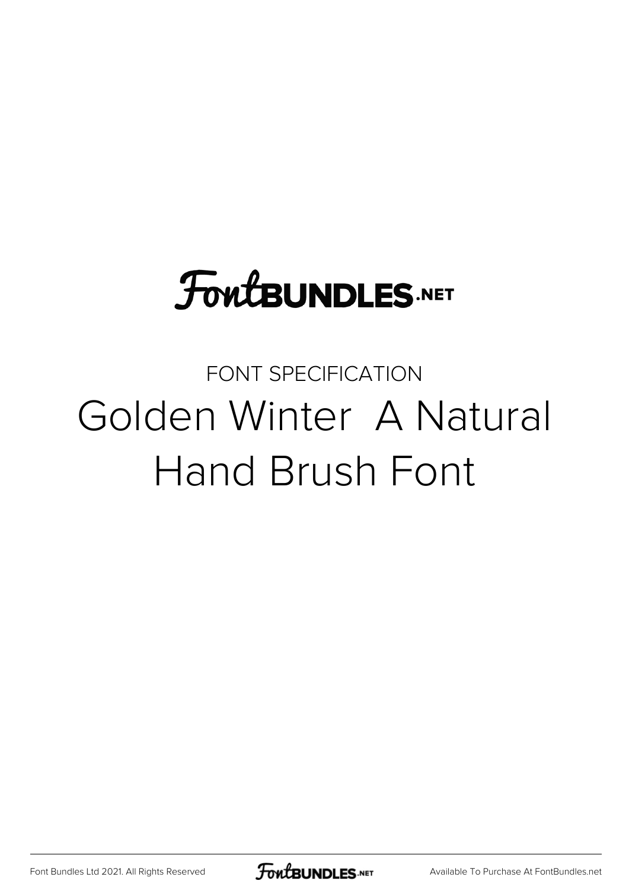FontBundles.net

FONT SPECIFICATION

# Golden Winter  A Natural Hand Brush Font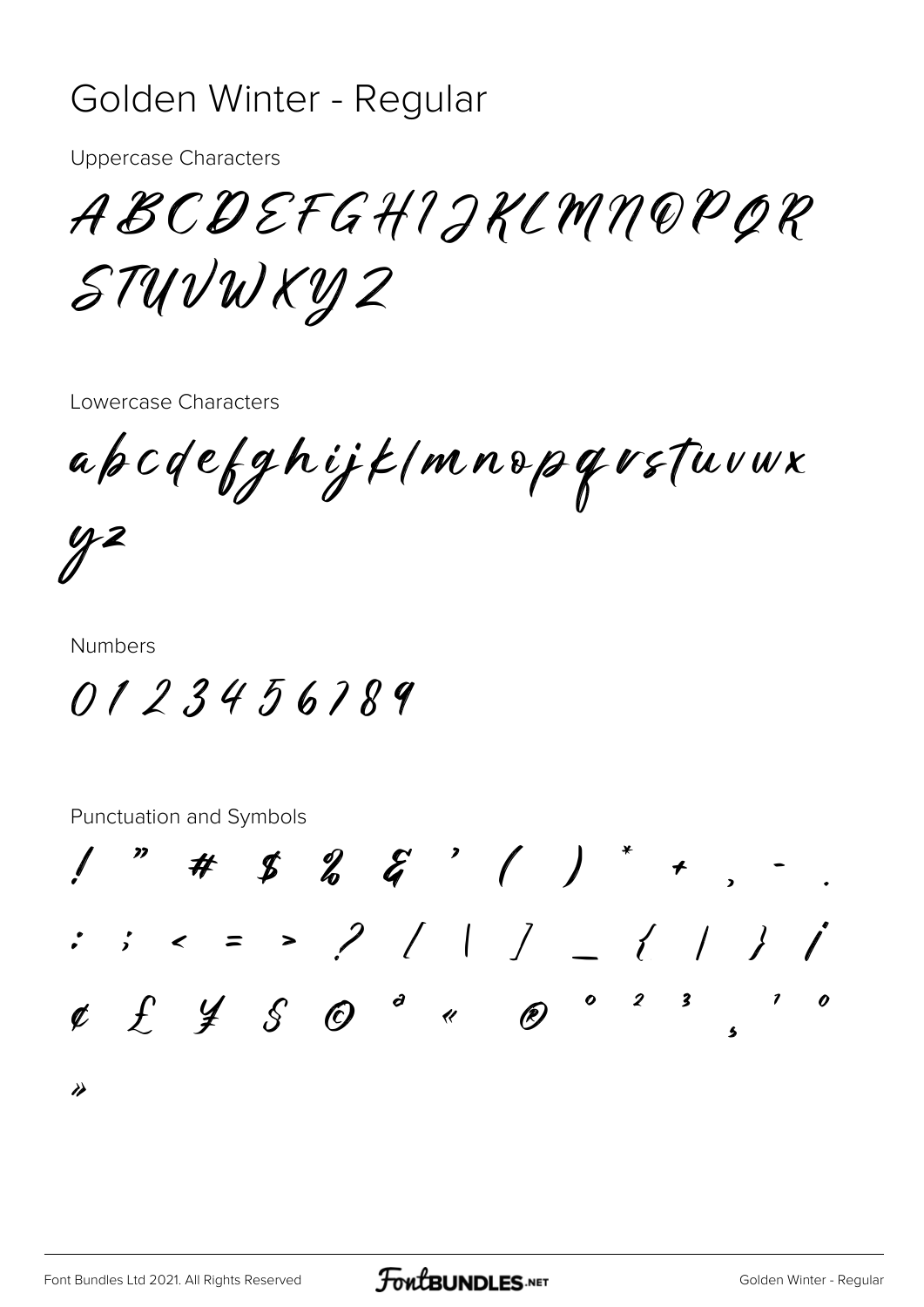# Golden Winter - Regular

Uppercase Characters

ABCDEFGHIJKLMNOPQR STUVWXYZ

Lowercase Characters

abcdefghijklmnopqrstuvwx yz

Numbers

0123456789

Punctuation and Symbols

! " # $ % & ' ( ) * + , - .
: ; < = > ? [ \ ] _ { | } ¡
¢ £ ¥ § © ª « ® ° ² ³ ¸ ¹ º
»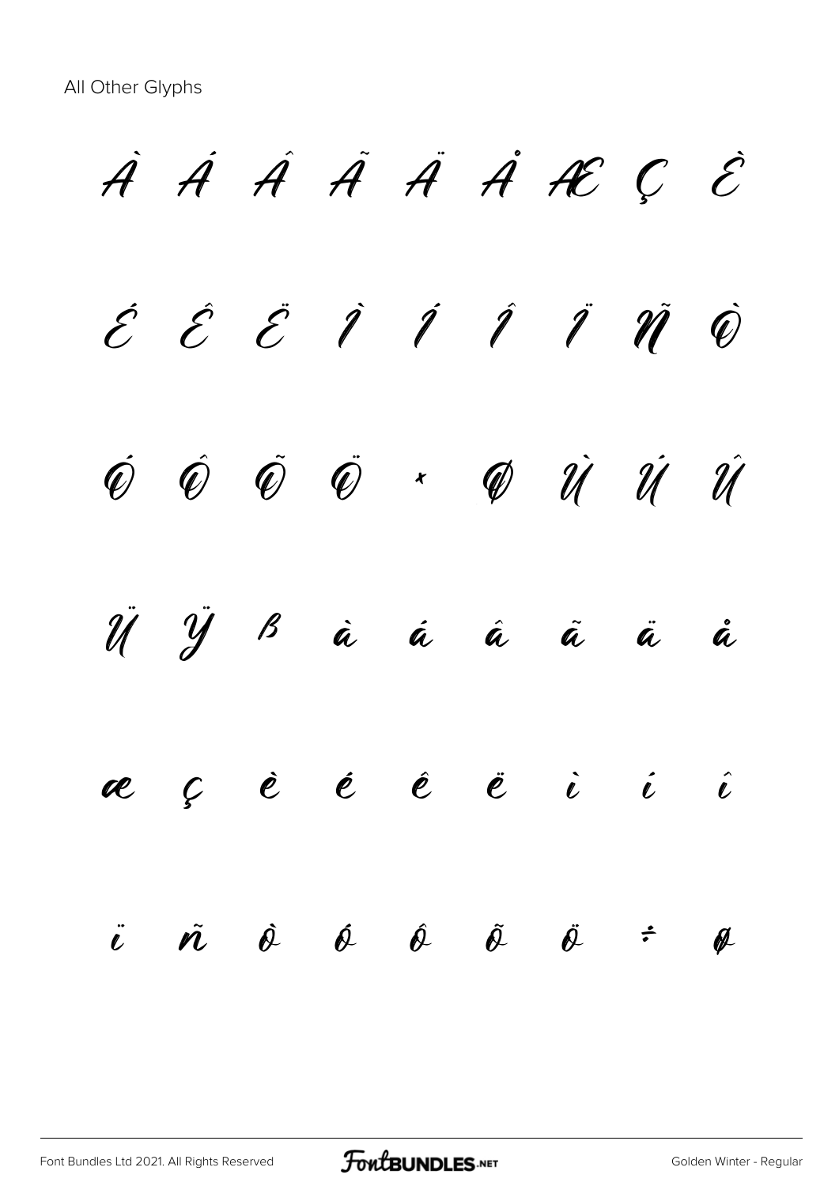All Other Glyphs

À Á Â Ã Ä Å Æ Ç È

É Ê Ë Ì Í Î Ï Ñ Ò

Ó Ô Õ Ö × Ø Ù Ú Û

Ü Ý ß à á â ã ä å

æ ç è é ê ë ì í î

ï ñ ò ó ô õ ö ÷ ø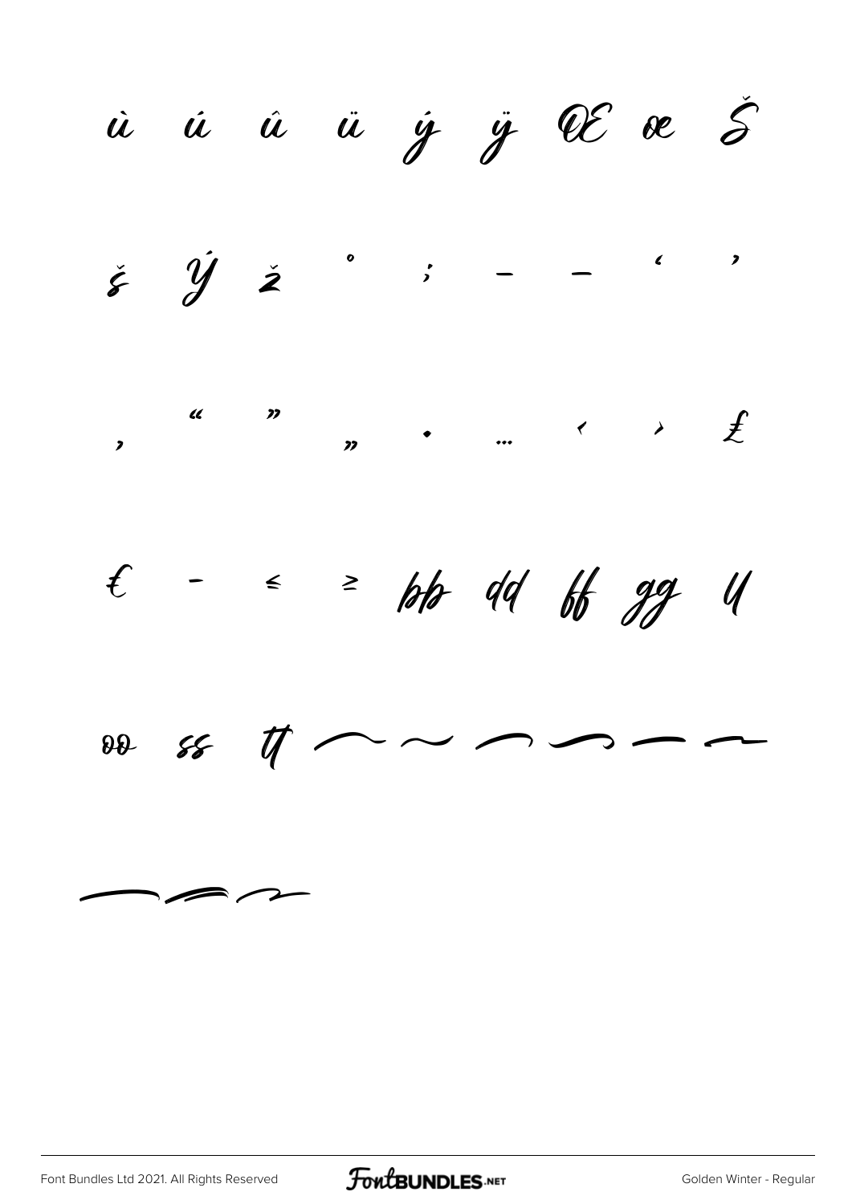ù ú û ü ý ÿ Œ œ Š

š Ÿ ž ˚ ; – — ' '

, " " „ • … ‹ › ₤

€ - ≤ ≥ bb dd ff gg ll

oo ss tt